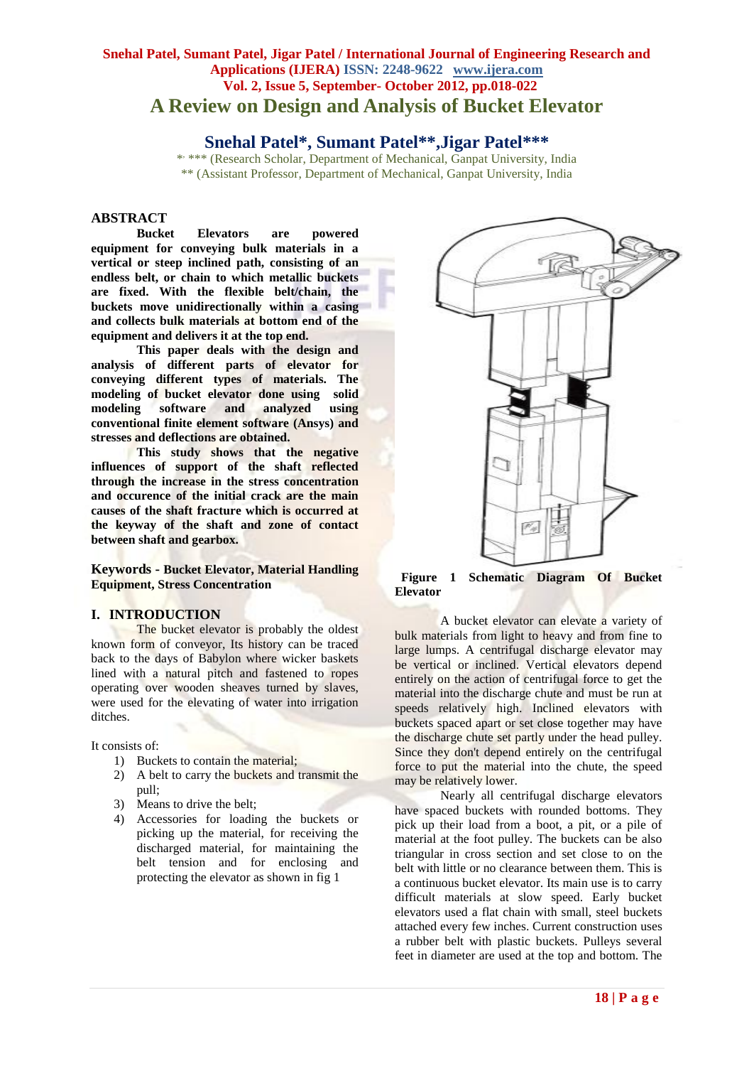# A Review on Design and Analysis of Bucket Elevator

## Snehal Patel*, Sumant Patel**, Jigar Patel***

*, *** (Research Scholar, Department of Mechanical, Ganpat University, India
** (Assistant Professor, Department of Mechanical, Ganpat University, India

## ABSTRACT

**Bucket Elevators are powered equipment for conveying bulk materials in a vertical or steep inclined path, consisting of an endless belt, or chain to which metallic buckets are fixed. With the flexible belt/chain, the buckets move unidirectionally within a casing and collects bulk materials at bottom end of the equipment and delivers it at the top end.**

**This paper deals with the design and analysis of different parts of elevator for conveying different types of materials. The modeling of bucket elevator done using solid modeling software and analyzed using conventional finite element software (Ansys) and stresses and deflections are obtained.**

**This study shows that the negative influences of support of the shaft reflected through the increase in the stress concentration and occurence of the initial crack are the main causes of the shaft fracture which is occurred at the keyway of the shaft and zone of contact between shaft and gearbox.**

**Keywords - Bucket Elevator, Material Handling Equipment, Stress Concentration**

## I. INTRODUCTION

The bucket elevator is probably the oldest known form of conveyor, Its history can be traced back to the days of Babylon where wicker baskets lined with a natural pitch and fastened to ropes operating over wooden sheaves turned by slaves, were used for the elevating of water into irrigation ditches.

It consists of:

1) Buckets to contain the material;
2) A belt to carry the buckets and transmit the pull;
3) Means to drive the belt;
4) Accessories for loading the buckets or picking up the material, for receiving the discharged material, for maintaining the belt tension and for enclosing and protecting the elevator as shown in fig 1

**Figure 1 Schematic Diagram Of Bucket Elevator**

A bucket elevator can elevate a variety of bulk materials from light to heavy and from fine to large lumps. A centrifugal discharge elevator may be vertical or inclined. Vertical elevators depend entirely on the action of centrifugal force to get the material into the discharge chute and must be run at speeds relatively high. Inclined elevators with buckets spaced apart or set close together may have the discharge chute set partly under the head pulley. Since they don't depend entirely on the centrifugal force to put the material into the chute, the speed may be relatively lower.

Nearly all centrifugal discharge elevators have spaced buckets with rounded bottoms. They pick up their load from a boot, a pit, or a pile of material at the foot pulley. The buckets can be also triangular in cross section and set close to on the belt with little or no clearance between them. This is a continuous bucket elevator. Its main use is to carry difficult materials at slow speed. Early bucket elevators used a flat chain with small, steel buckets attached every few inches. Current construction uses a rubber belt with plastic buckets. Pulleys several feet in diameter are used at the top and bottom. The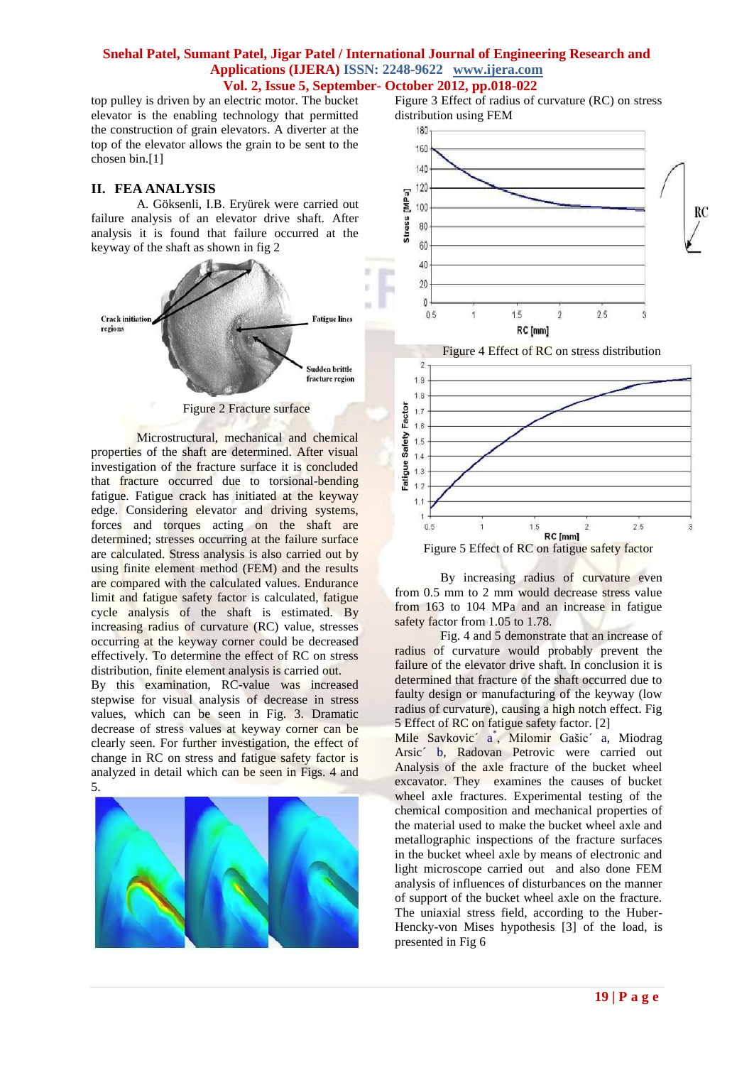top pulley is driven by an electric motor. The bucket elevator is the enabling technology that permitted the construction of grain elevators. A diverter at the top of the elevator allows the grain to be sent to the chosen bin.[1]

## II. FEA ANALYSIS

A. Göksenli, I.B. Eryürek were carried out failure analysis of an elevator drive shaft. After analysis it is found that failure occurred at the keyway of the shaft as shown in fig 2

Figure 2 Fracture surface

Microstructural, mechanical and chemical properties of the shaft are determined. After visual investigation of the fracture surface it is concluded that fracture occurred due to torsional-bending fatigue. Fatigue crack has initiated at the keyway edge. Considering elevator and driving systems, forces and torques acting on the shaft are determined; stresses occurring at the failure surface are calculated. Stress analysis is also carried out by using finite element method (FEM) and the results are compared with the calculated values. Endurance limit and fatigue safety factor is calculated, fatigue cycle analysis of the shaft is estimated. By increasing radius of curvature (RC) value, stresses occurring at the keyway corner could be decreased effectively. To determine the effect of RC on stress distribution, finite element analysis is carried out.

By this examination, RC-value was increased stepwise for visual analysis of decrease in stress values, which can be seen in Fig. 3. Dramatic decrease of stress values at keyway corner can be clearly seen. For further investigation, the effect of change in RC on stress and fatigue safety factor is analyzed in detail which can be seen in Figs. 4 and 5.

Figure 3 Effect of radius of curvature (RC) on stress distribution using FEM

Figure 4 Effect of RC on stress distribution

Figure 5 Effect of RC on fatigue safety factor

By increasing radius of curvature even from 0.5 mm to 2 mm would decrease stress value from 163 to 104 MPa and an increase in fatigue safety factor from 1.05 to 1.78.

Fig. 4 and 5 demonstrate that an increase of radius of curvature would probably prevent the failure of the elevator drive shaft. In conclusion it is determined that fracture of the shaft occurred due to faulty design or manufacturing of the keyway (low radius of curvature), causing a high notch effect. Fig 5 Effect of RC on fatigue safety factor. [2]

Mile Savkovic´ a[*], Milomir Gašic´ a, Miodrag Arsic´ b, Radovan Petrovic were carried out Analysis of the axle fracture of the bucket wheel excavator. They examines the causes of bucket wheel axle fractures. Experimental testing of the chemical composition and mechanical properties of the material used to make the bucket wheel axle and metallographic inspections of the fracture surfaces in the bucket wheel axle by means of electronic and light microscope carried out and also done FEM analysis of influences of disturbances on the manner of support of the bucket wheel axle on the fracture. The uniaxial stress field, according to the Huber-Hencky-von Mises hypothesis [3] of the load, is presented in Fig 6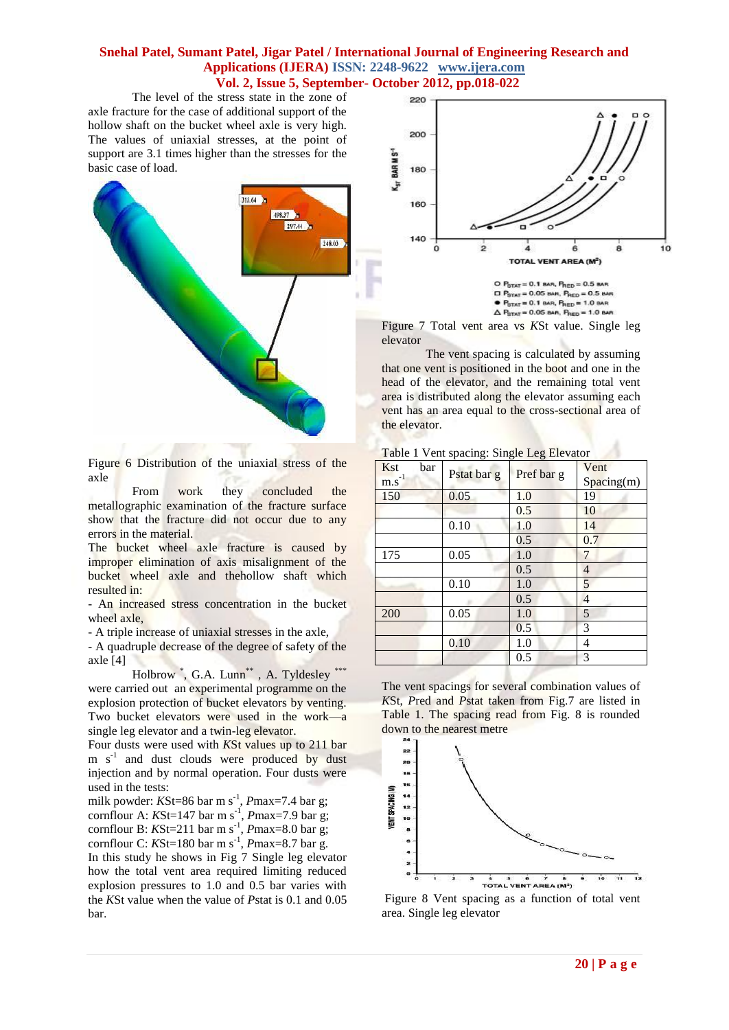The level of the stress state in the zone of axle fracture for the case of additional support of the hollow shaft on the bucket wheel axle is very high. The values of uniaxial stresses, at the point of support are 3.1 times higher than the stresses for the basic case of load.

Figure 6 Distribution of the uniaxial stress of the axle

From work they concluded the metallographic examination of the fracture surface show that the fracture did not occur due to any errors in the material.

The bucket wheel axle fracture is caused by improper elimination of axis misalignment of the bucket wheel axle and thehollow shaft which resulted in:

- An increased stress concentration in the bucket wheel axle,
- A triple increase of uniaxial stresses in the axle,
- A quadruple decrease of the degree of safety of the axle [4]

Holbrow [*], G.A. Lunn [**], A. Tyldesley [***] were carried out an experimental programme on the explosion protection of bucket elevators by venting. Two bucket elevators were used in the work—a single leg elevator and a twin-leg elevator.

Four dusts were used with *K*St values up to 211 bar m $s^{-1}$ and dust clouds were produced by dust injection and by normal operation. Four dusts were used in the tests:

milk powder: *K*St=86 bar m $s^{-1}$, *P*max=7.4 bar g;
cornflour A: *K*St=147 bar m $s^{-1}$, *P*max=7.9 bar g;
cornflour B: *K*St=211 bar m $s^{-1}$, *P*max=8.0 bar g;
cornflour C: *K*St=180 bar m $s^{-1}$, *P*max=8.7 bar g.

In this study he shows in Fig 7 Single leg elevator how the total vent area required limiting reduced explosion pressures to 1.0 and 0.5 bar varies with the *K*St value when the value of *P*stat is 0.1 and 0.05 bar.

Figure 7 Total vent area vs *K*St value. Single leg elevator

The vent spacing is calculated by assuming that one vent is positioned in the boot and one in the head of the elevator, and the remaining total vent area is distributed along the elevator assuming each vent has an area equal to the cross-sectional area of the elevator.

Table 1 Vent spacing: Single Leg Elevator

| Kst bar m.$s^{-1}$ | Pstat bar g | Pref bar g | Vent Spacing(m) |
|---|---|---|---|
| 150 | 0.05 | 1.0 | 19 |
| | | 0.5 | 10 |
| | 0.10 | 1.0 | 14 |
| | | 0.5 | 0.7 |
| 175 | 0.05 | 1.0 | 7 |
| | | 0.5 | 4 |
| | 0.10 | 1.0 | 5 |
| | | 0.5 | 4 |
| 200 | 0.05 | 1.0 | 5 |
| | | 0.5 | 3 |
| | 0.10 | 1.0 | 4 |
| | | 0.5 | 3 |

The vent spacings for several combination values of *K*St, *P*red and *P*stat taken from Fig.7 are listed in Table 1. The spacing read from Fig. 8 is rounded down to the nearest metre

Figure 8 Vent spacing as a function of total vent area. Single leg elevator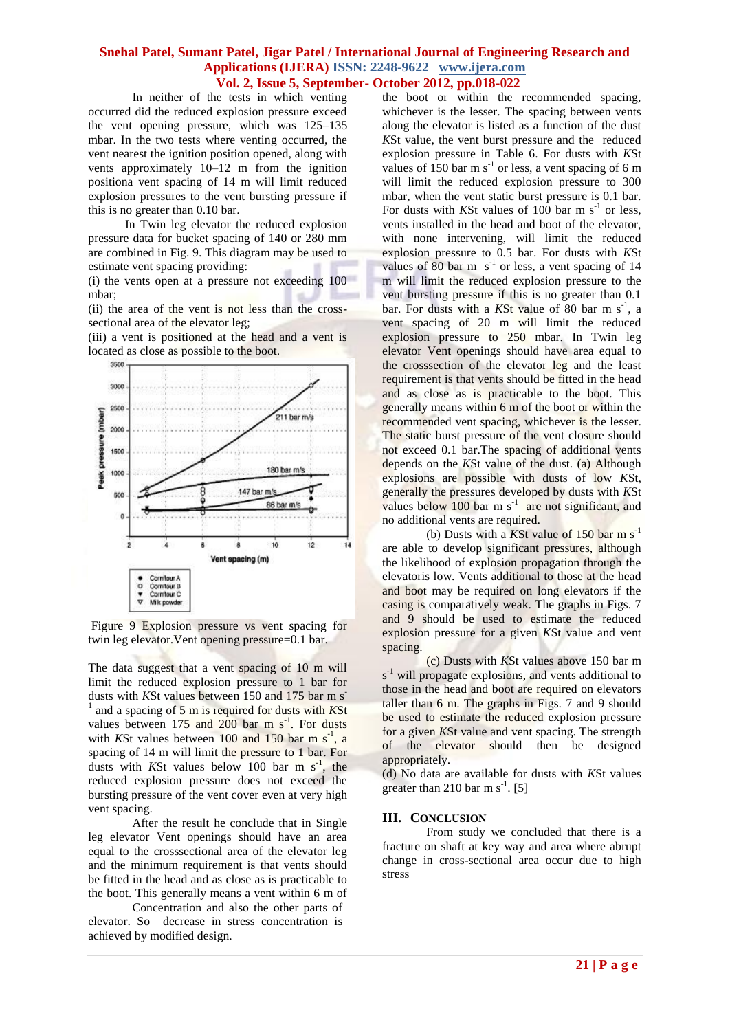In neither of the tests in which venting occurred did the reduced explosion pressure exceed the vent opening pressure, which was 125–135 mbar. In the two tests where venting occurred, the vent nearest the ignition position opened, along with vents approximately 10–12 m from the ignition positiona vent spacing of 14 m will limit reduced explosion pressures to the vent bursting pressure if this is no greater than 0.10 bar.

In Twin leg elevator the reduced explosion pressure data for bucket spacing of 140 or 280 mm are combined in Fig. 9. This diagram may be used to estimate vent spacing providing:

(i) the vents open at a pressure not exceeding 100 mbar;

(ii) the area of the vent is not less than the cross-sectional area of the elevator leg;

(iii) a vent is positioned at the head and a vent is located as close as possible to the boot.

Figure 9 Explosion pressure vs vent spacing for twin leg elevator.Vent opening pressure=0.1 bar.

The data suggest that a vent spacing of 10 m will limit the reduced explosion pressure to 1 bar for dusts with *K*St values between 150 and 175 bar m $s^{-1}$ and a spacing of 5 m is required for dusts with *K*St values between 175 and 200 bar m $s^{-1}$. For dusts with *K*St values between 100 and 150 bar m $s^{-1}$, a spacing of 14 m will limit the pressure to 1 bar. For dusts with *K*St values below 100 bar m $s^{-1}$, the reduced explosion pressure does not exceed the bursting pressure of the vent cover even at very high vent spacing.

After the result he conclude that in Single leg elevator Vent openings should have an area equal to the crosssectional area of the elevator leg and the minimum requirement is that vents should be fitted in the head and as close as is practicable to the boot. This generally means a vent within 6 m of the boot or within the recommended spacing, whichever is the lesser. The spacing between vents along the elevator is listed as a function of the dust *K*St value, the vent burst pressure and the reduced explosion pressure in Table 6. For dusts with *K*St values of 150 bar m $s^{-1}$ or less, a vent spacing of 6 m will limit the reduced explosion pressure to 300 mbar, when the vent static burst pressure is 0.1 bar. For dusts with *K*St values of 100 bar m $s^{-1}$ or less, vents installed in the head and boot of the elevator, with none intervening, will limit the reduced explosion pressure to 0.5 bar. For dusts with *K*St values of 80 bar m $s^{-1}$ or less, a vent spacing of 14 m will limit the reduced explosion pressure to the vent bursting pressure if this is no greater than 0.1 bar. For dusts with a *K*St value of 80 bar m $s^{-1}$, a vent spacing of 20 m will limit the reduced explosion pressure to 250 mbar. In Twin leg elevator Vent openings should have area equal to the crosssection of the elevator leg and the least requirement is that vents should be fitted in the head and as close as is practicable to the boot. This generally means within 6 m of the boot or within the recommended vent spacing, whichever is the lesser. The static burst pressure of the vent closure should not exceed 0.1 bar.The spacing of additional vents depends on the *K*St value of the dust. (a) Although explosions are possible with dusts of low *K*St, generally the pressures developed by dusts with *K*St values below 100 bar m $s^{-1}$ are not significant, and no additional vents are required.

(b) Dusts with a *K*St value of 150 bar m $s^{-1}$ are able to develop significant pressures, although the likelihood of explosion propagation through the elevatoris low. Vents additional to those at the head and boot may be required on long elevators if the casing is comparatively weak. The graphs in Figs. 7 and 9 should be used to estimate the reduced explosion pressure for a given *K*St value and vent spacing.

(c) Dusts with *K*St values above 150 bar m $s^{-1}$ will propagate explosions, and vents additional to those in the head and boot are required on elevators taller than 6 m. The graphs in Figs. 7 and 9 should be used to estimate the reduced explosion pressure for a given *K*St value and vent spacing. The strength of the elevator should then be designed appropriately.

(d) No data are available for dusts with *K*St values greater than 210 bar m $s^{-1}$. [5]

## III. Conclusion

From study we concluded that there is a fracture on shaft at key way and area where abrupt change in cross-sectional area occur due to high stress Concentration and also the other parts of elevator. So decrease in stress concentration is achieved by modified design.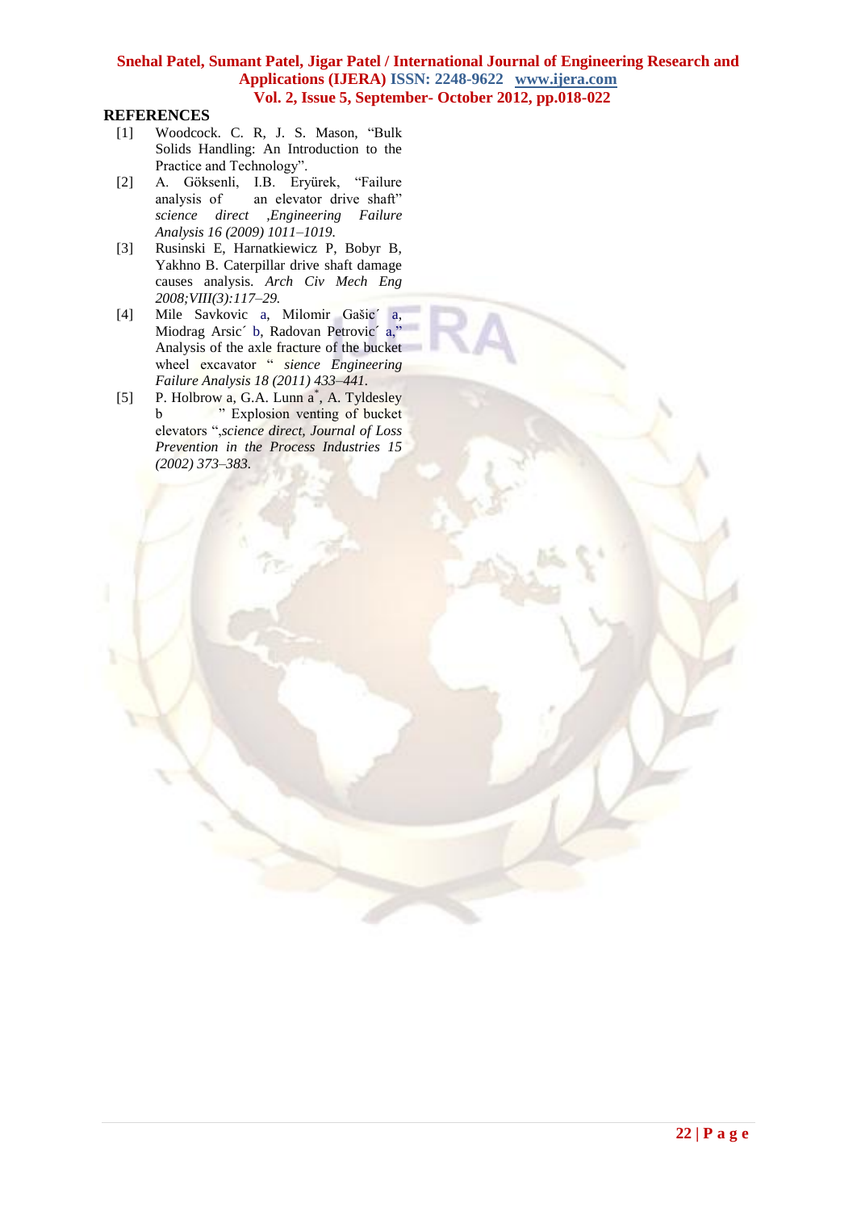## REFERENCES

[1] Woodcock. C. R, J. S. Mason, "Bulk Solids Handling: An Introduction to the Practice and Technology".

[2] A. Göksenli, I.B. Eryürek, "Failure analysis of an elevator drive shaft" *science direct ,Engineering Failure Analysis 16 (2009) 1011–1019.*

[3] Rusinski E, Harnatkiewicz P, Bobyr B, Yakhno B. Caterpillar drive shaft damage causes analysis. *Arch Civ Mech Eng 2008;VIII(3):117–29.*

[4] Mile Savkovic a, Milomir Gašic´ a, Miodrag Arsic´ b, Radovan Petrovic´ a," Analysis of the axle fracture of the bucket wheel excavator " *sience Engineering Failure Analysis 18 (2011) 433–441.*

[5] P. Holbrow a, G.A. Lunn a [*], A. Tyldesley b " Explosion venting of bucket elevators ",*science direct, Journal of Loss Prevention in the Process Industries 15 (2002) 373–383.*